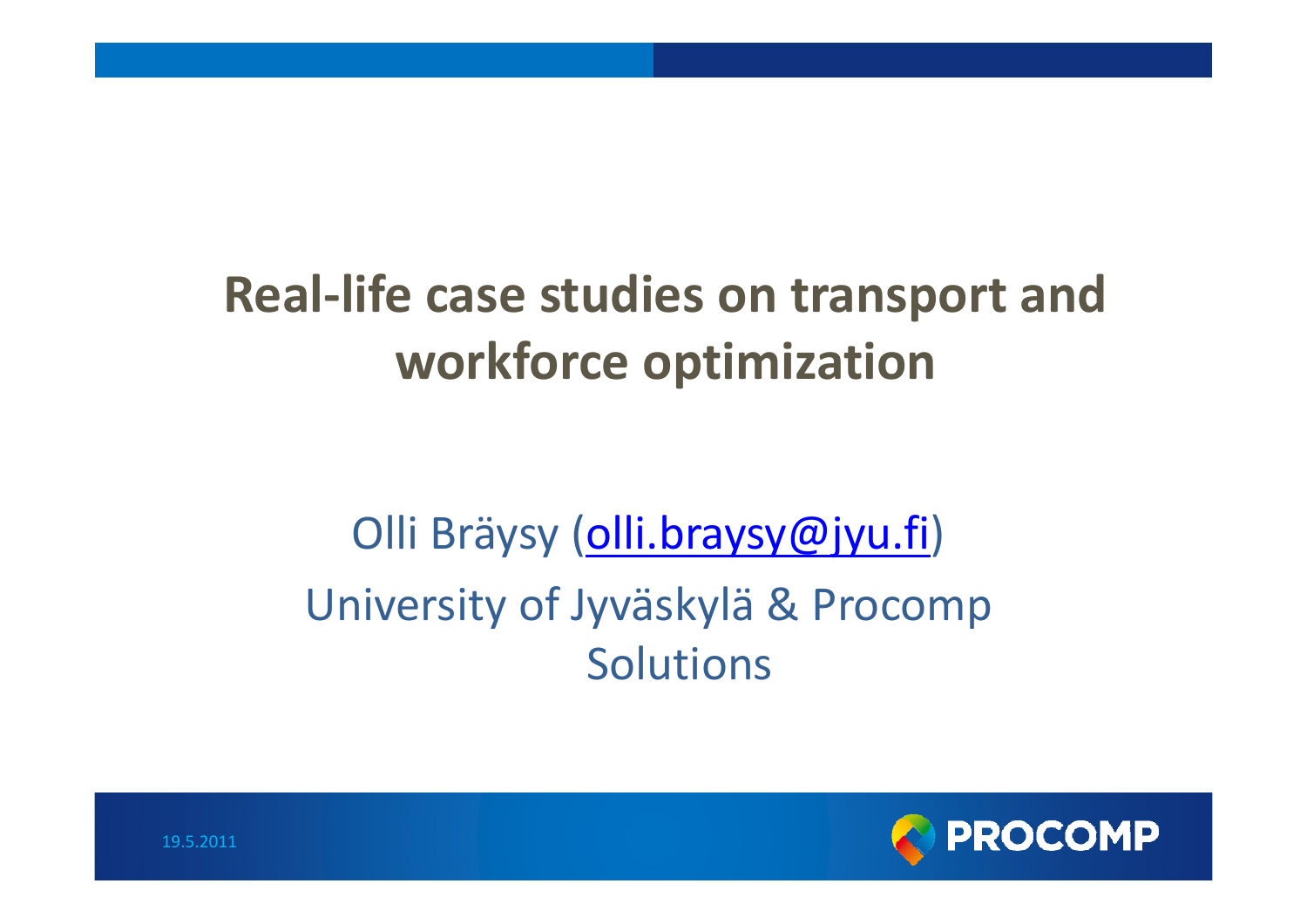# Real-life case studies on transport and workforce optimization

Olli Bräysy (olli.braysy@jyu.fi)

University of Jyväskylä & Procomp Solutions

19.5.2011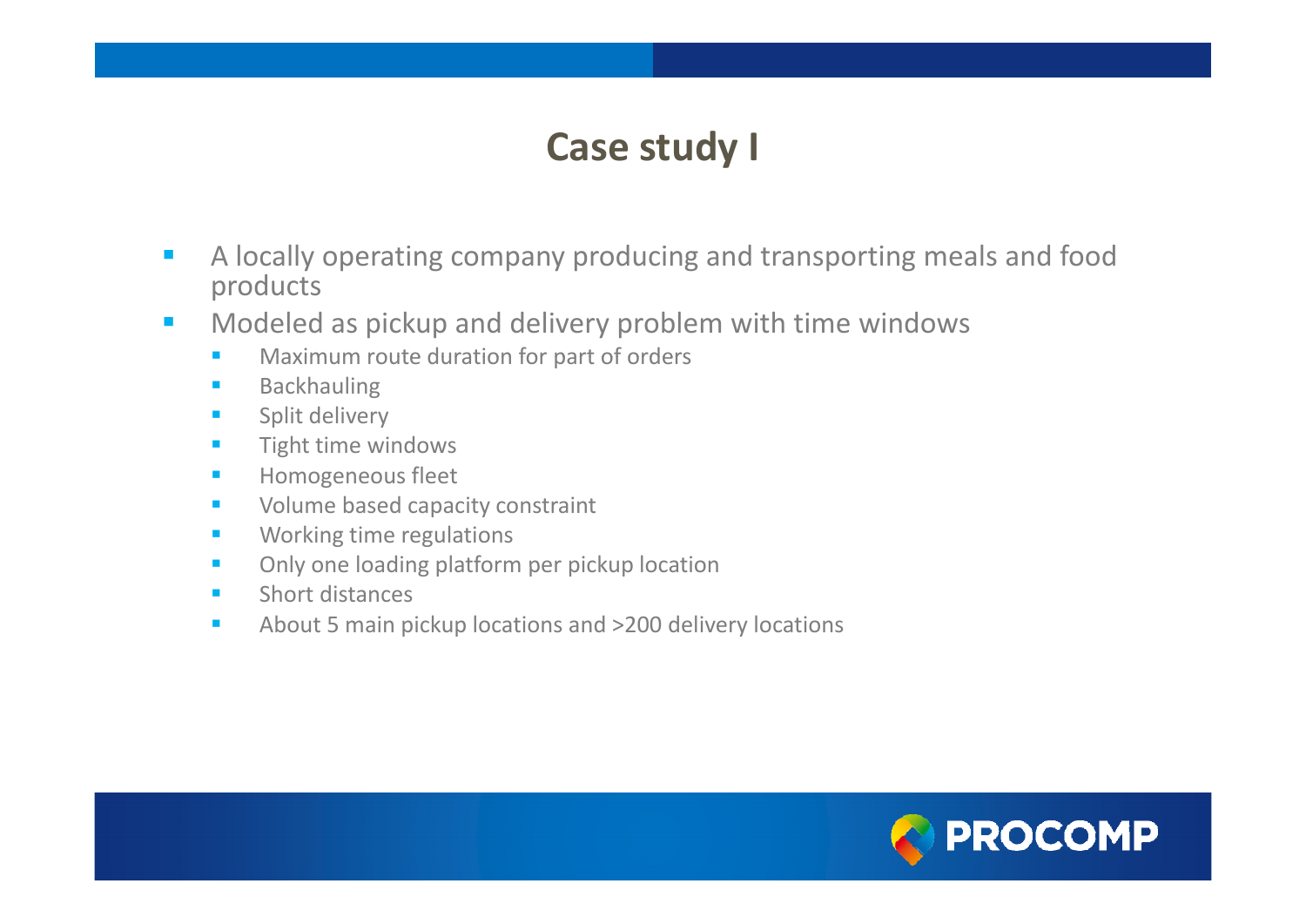# Case study I

- A locally operating company producing and transporting meals and food products
- Modeled as pickup and delivery problem with time windows
  - Maximum route duration for part of orders
  - Backhauling
  - Split delivery
  - Tight time windows
  - Homogeneous fleet
  - Volume based capacity constraint
  - Working time regulations
  - Only one loading platform per pickup location
  - Short distances
  - About 5 main pickup locations and >200 delivery locations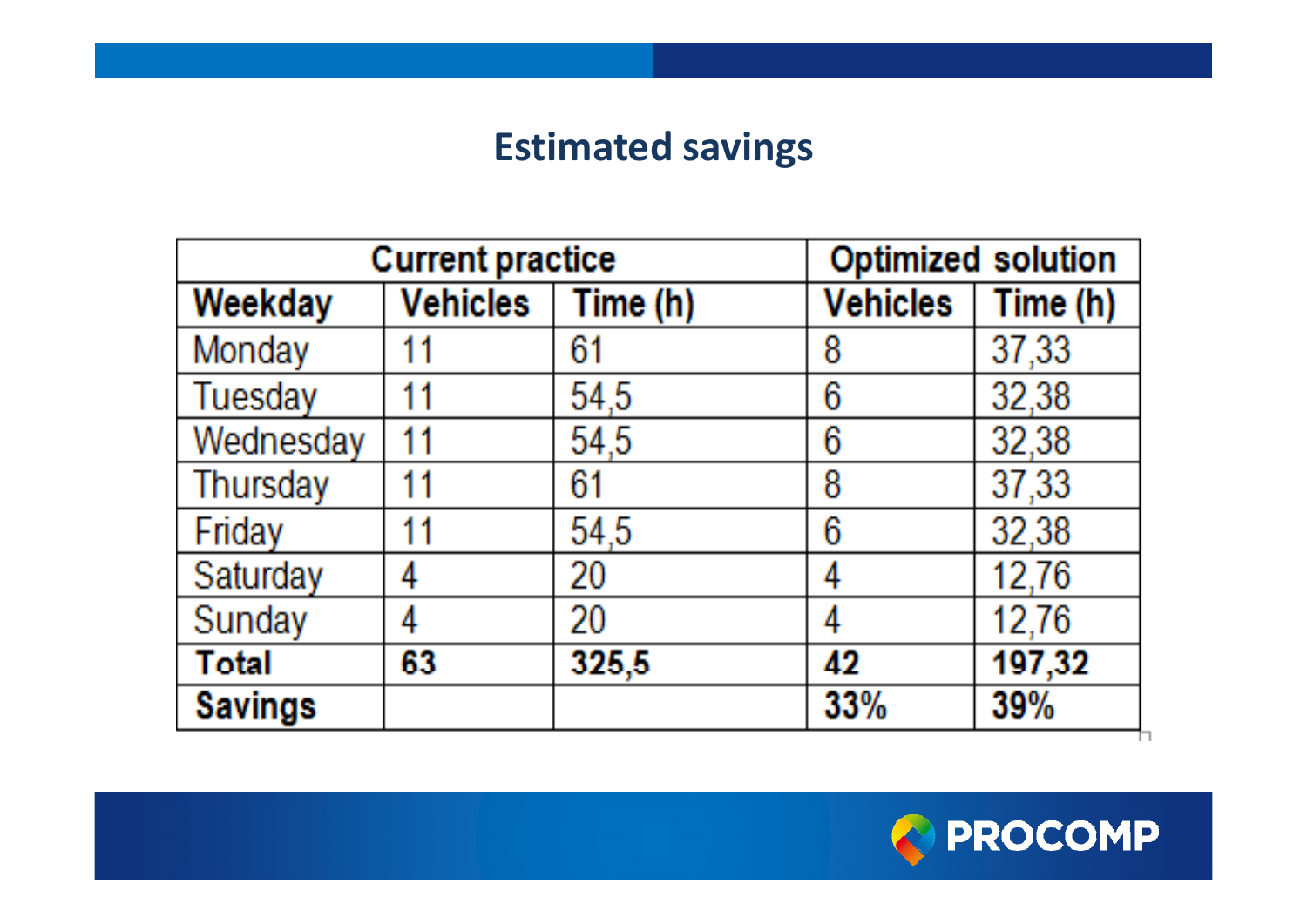## Estimated savings

| Current practice | | | Optimized solution | |
|---|---|---|---|---|
| **Weekday** | **Vehicles** | **Time (h)** | **Vehicles** | **Time (h)** |
| Monday | 11 | 61 | 8 | 37,33 |
| Tuesday | 11 | 54,5 | 6 | 32,38 |
| Wednesday | 11 | 54,5 | 6 | 32,38 |
| Thursday | 11 | 61 | 8 | 37,33 |
| Friday | 11 | 54,5 | 6 | 32,38 |
| Saturday | 4 | 20 | 4 | 12,76 |
| Sunday | 4 | 20 | 4 | 12,76 |
| **Total** | **63** | **325,5** | **42** | **197,32** |
| **Savings** | | | **33%** | **39%** |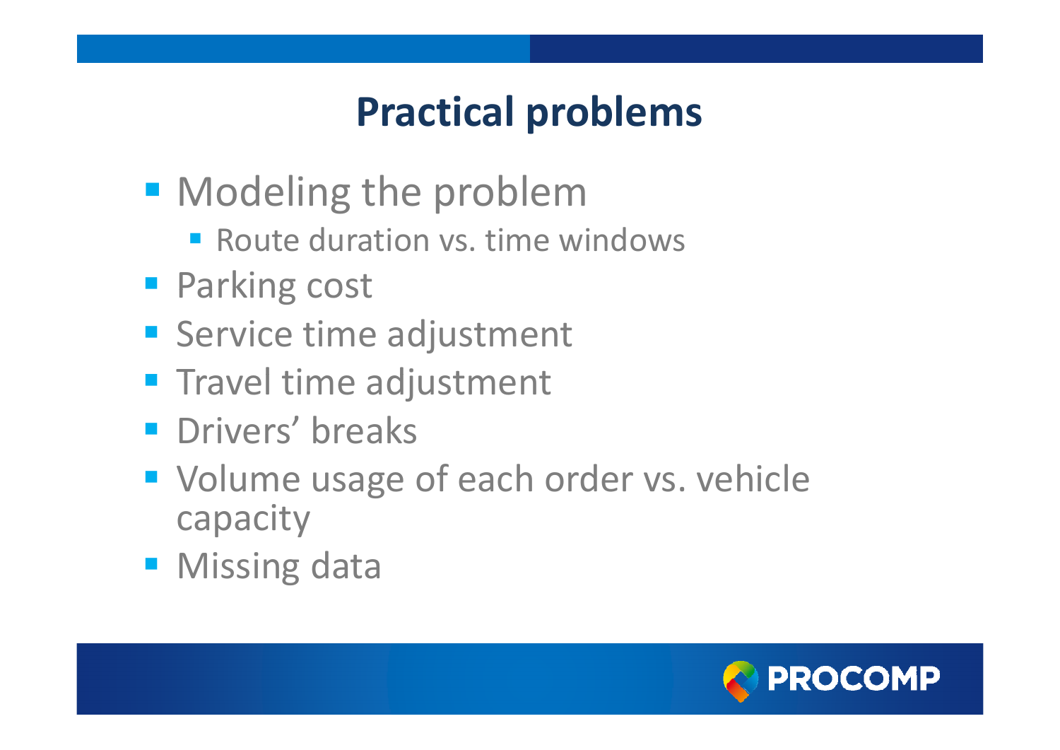# Practical problems

- Modeling the problem
  - Route duration vs. time windows
- Parking cost
- Service time adjustment
- Travel time adjustment
- Drivers' breaks
- Volume usage of each order vs. vehicle capacity
- Missing data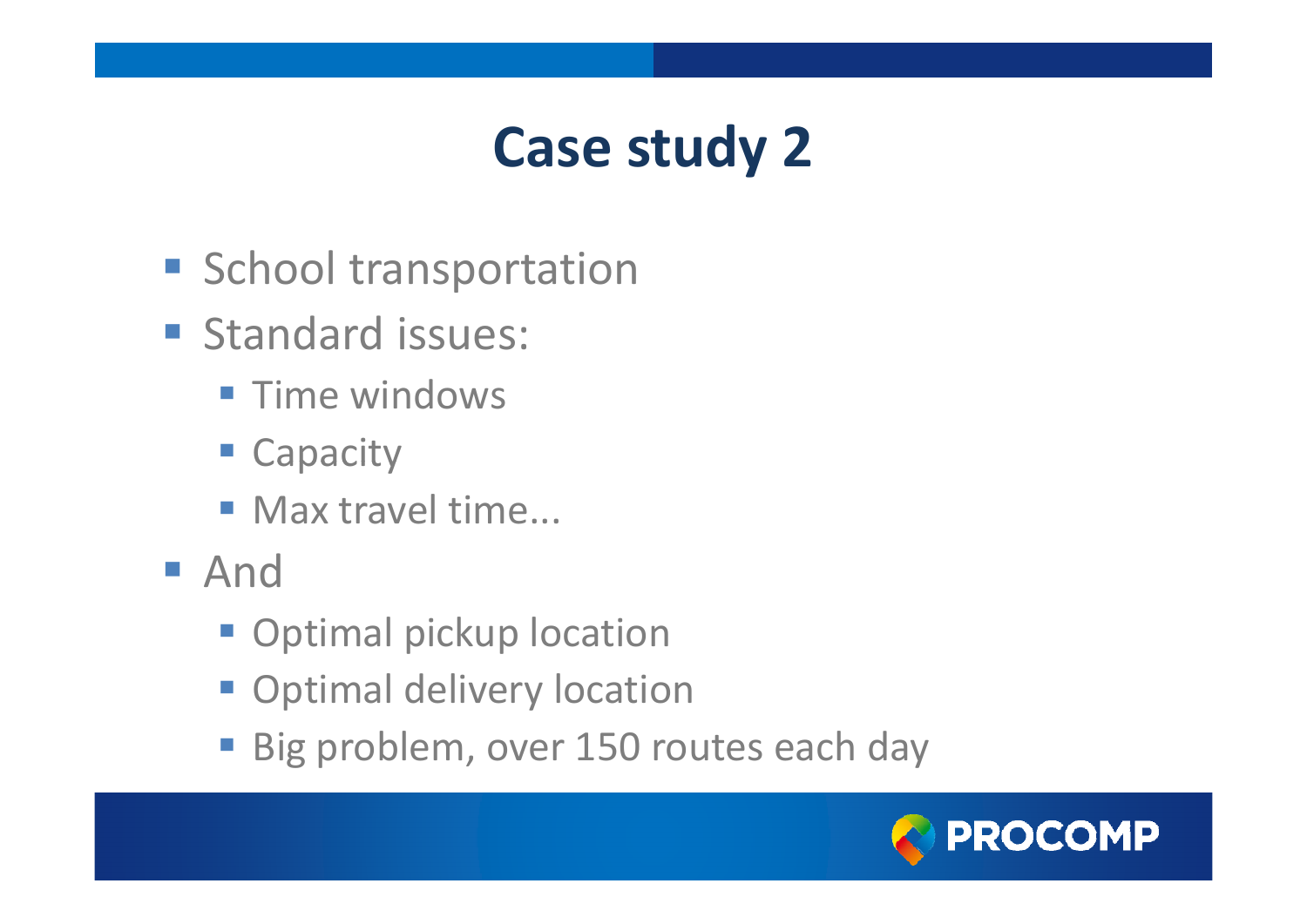# Case study 2

- School transportation
- Standard issues:
  - Time windows
  - Capacity
  - Max travel time...
- And
  - Optimal pickup location
  - Optimal delivery location
  - Big problem, over 150 routes each day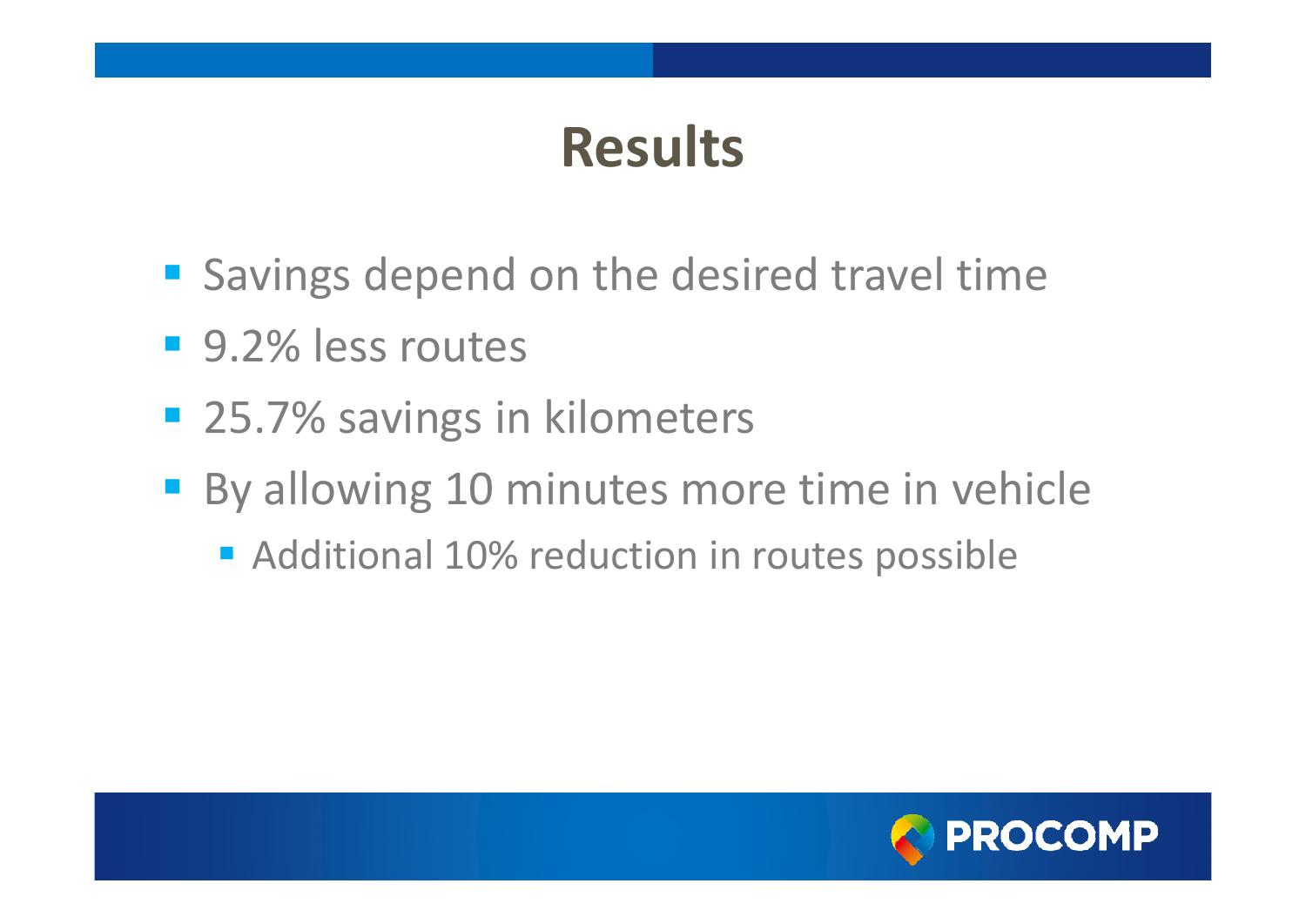# Results

- Savings depend on the desired travel time
- 9.2% less routes
- 25.7% savings in kilometers
- By allowing 10 minutes more time in vehicle
  - Additional 10% reduction in routes possible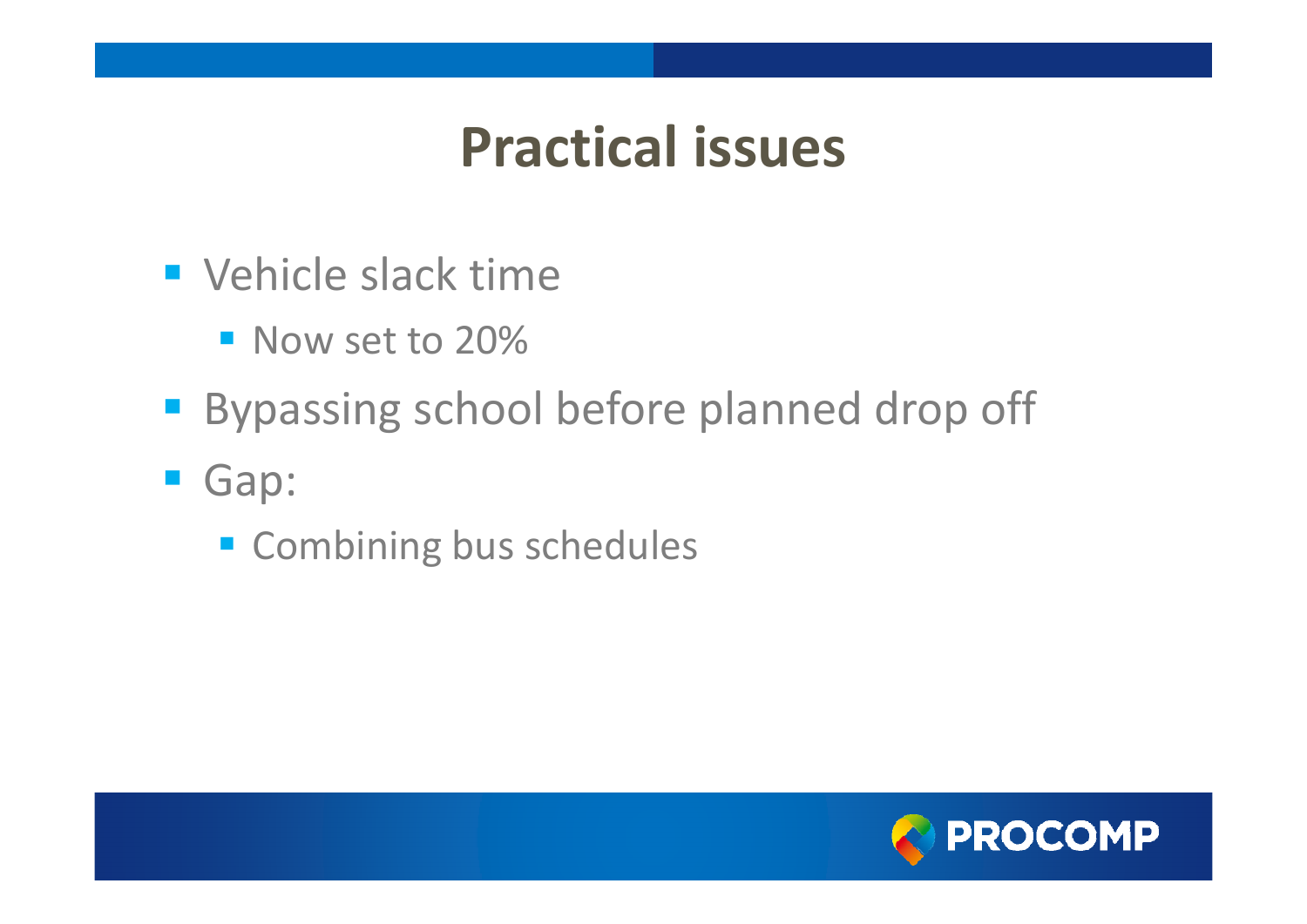# Practical issues

- Vehicle slack time
  - Now set to 20%
- Bypassing school before planned drop off
- Gap:
  - Combining bus schedules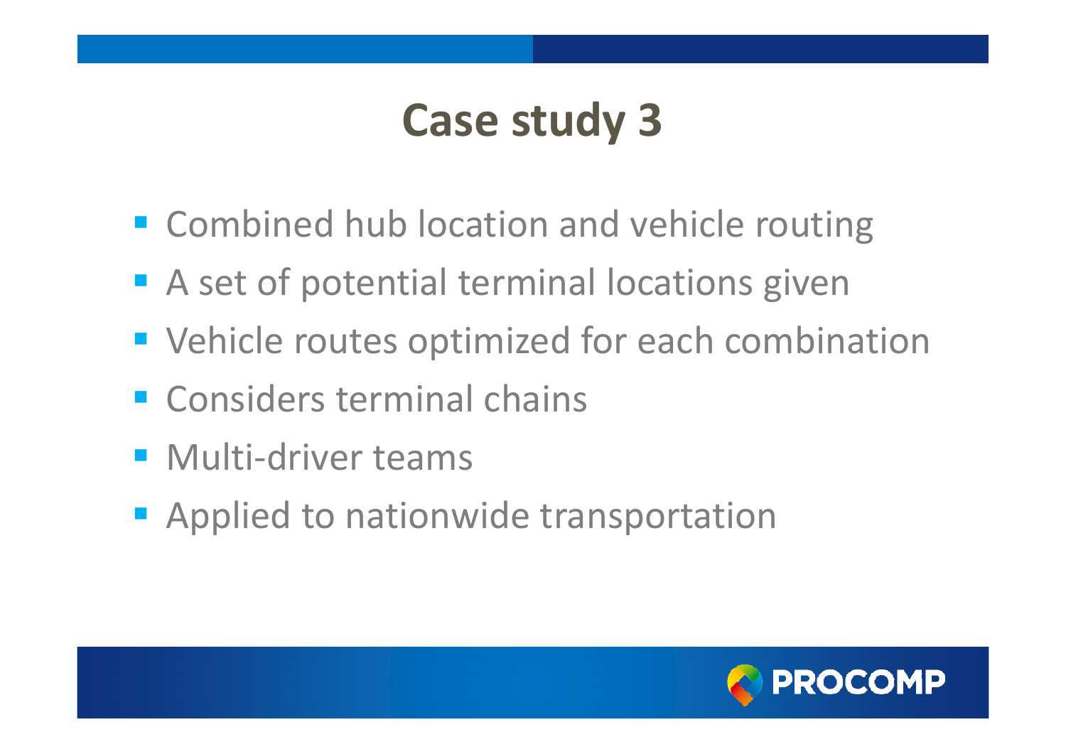# Case study 3

- Combined hub location and vehicle routing
- A set of potential terminal locations given
- Vehicle routes optimized for each combination
- Considers terminal chains
- Multi-driver teams
- Applied to nationwide transportation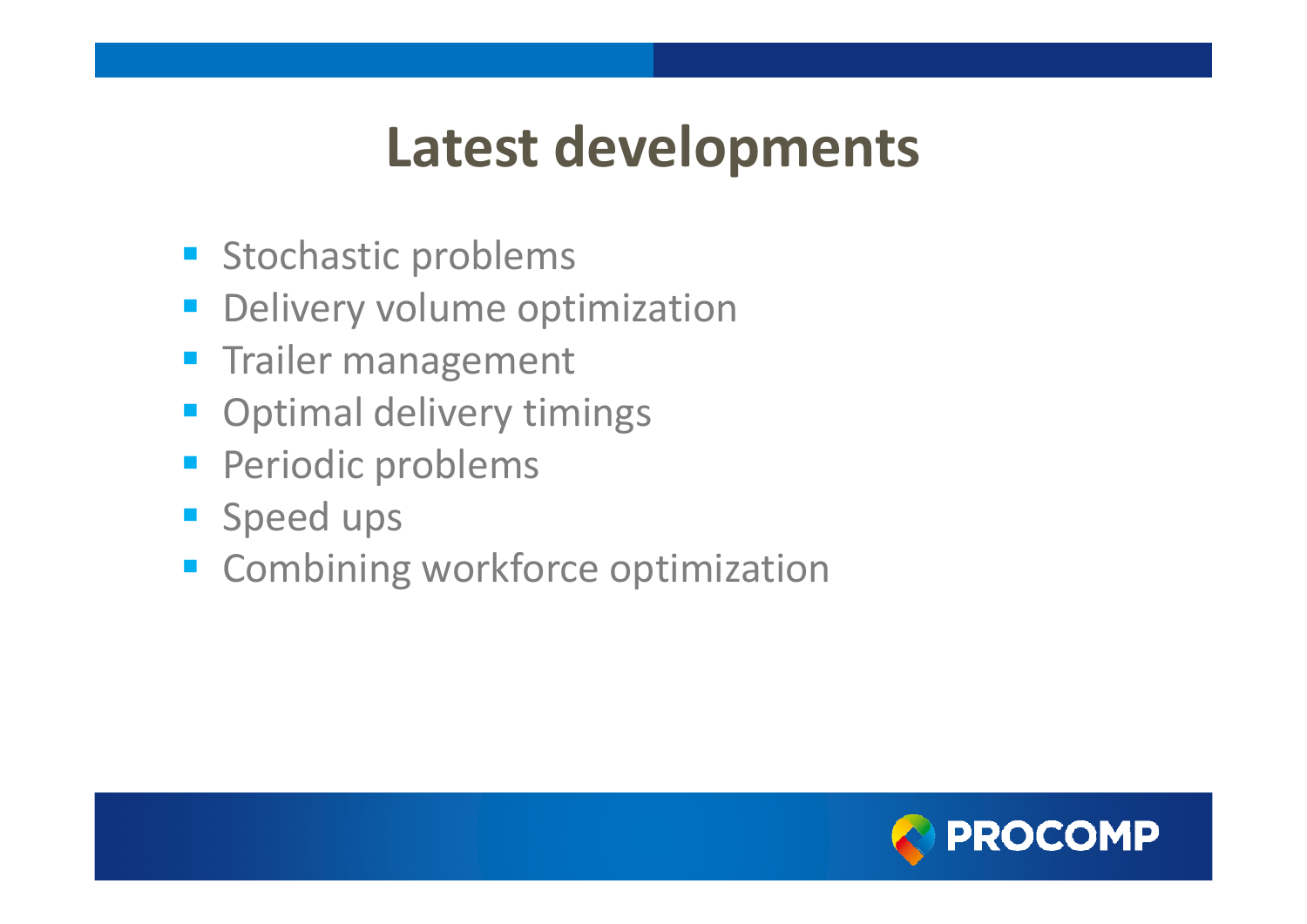# Latest developments

- Stochastic problems
- Delivery volume optimization
- Trailer management
- Optimal delivery timings
- Periodic problems
- Speed ups
- Combining workforce optimization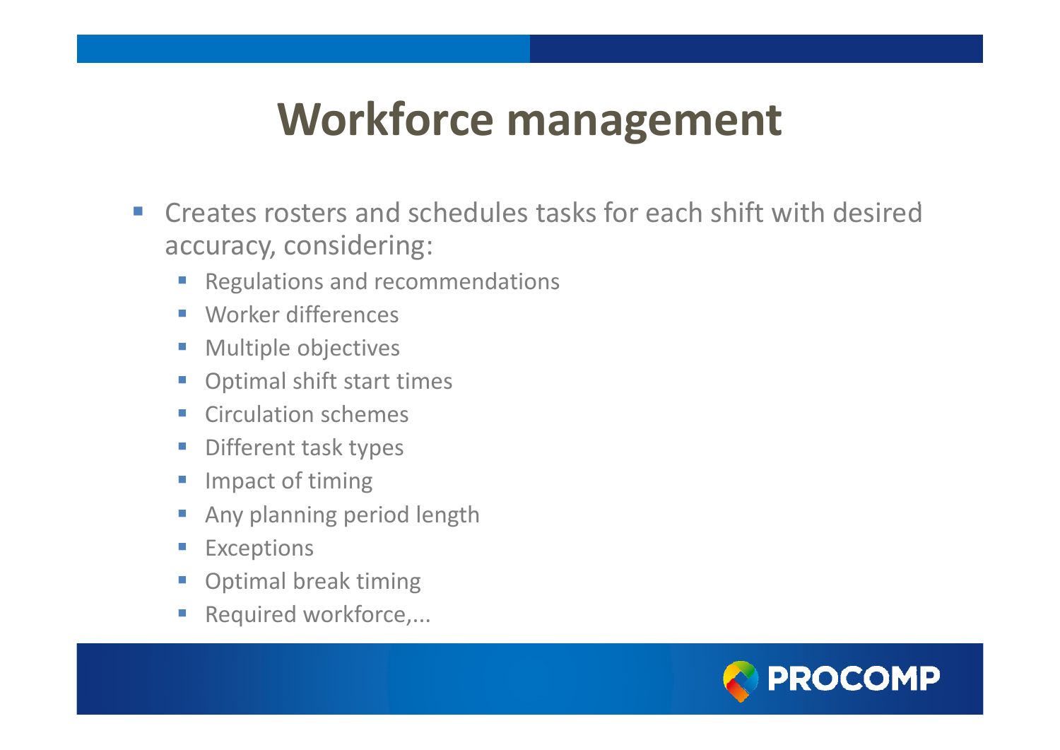# Workforce management

- Creates rosters and schedules tasks for each shift with desired accuracy, considering:
  - Regulations and recommendations
  - Worker differences
  - Multiple objectives
  - Optimal shift start times
  - Circulation schemes
  - Different task types
  - Impact of timing
  - Any planning period length
  - Exceptions
  - Optimal break timing
  - Required workforce,...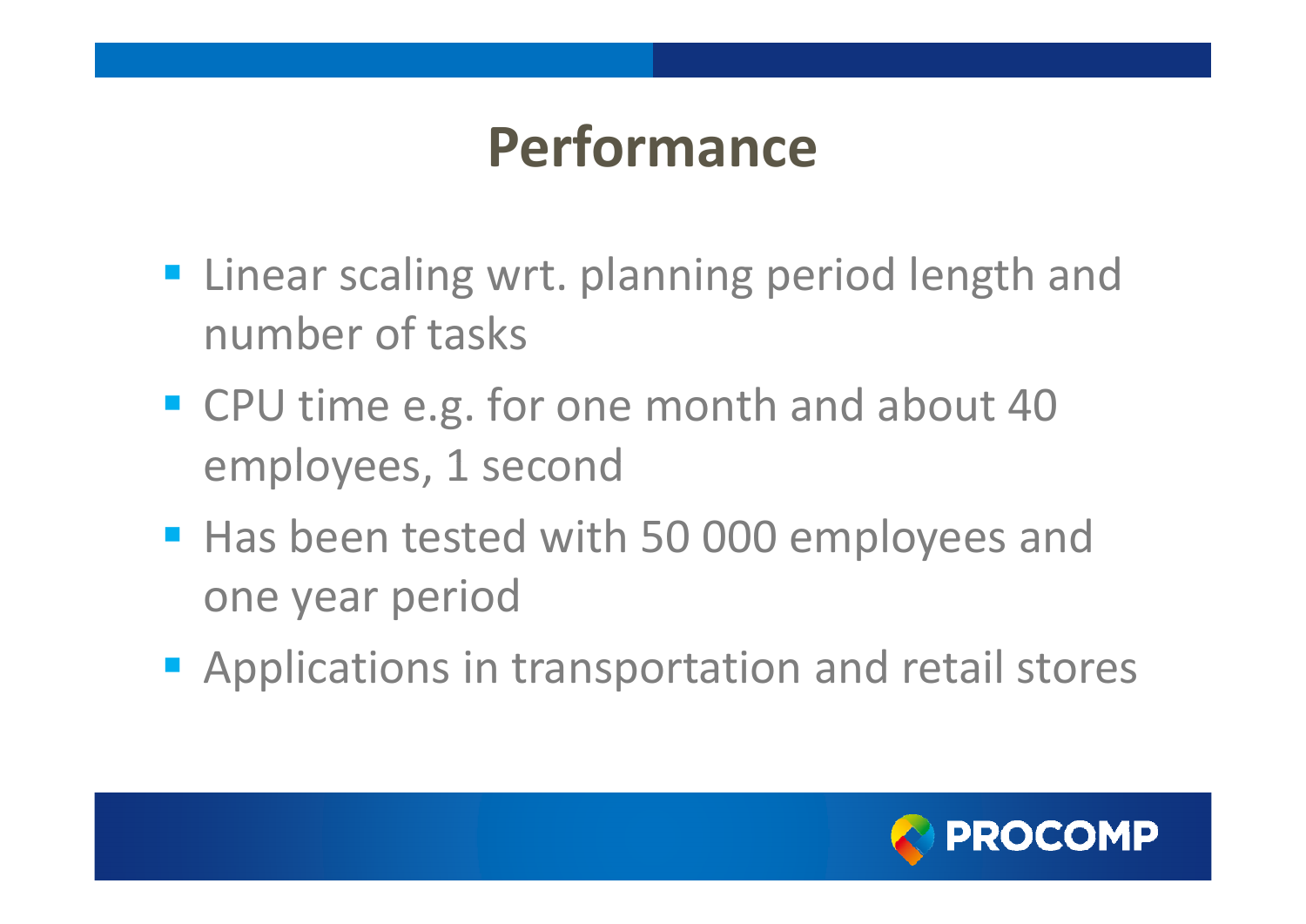# Performance

- Linear scaling wrt. planning period length and number of tasks
- CPU time e.g. for one month and about 40 employees, 1 second
- Has been tested with 50 000 employees and one year period
- Applications in transportation and retail stores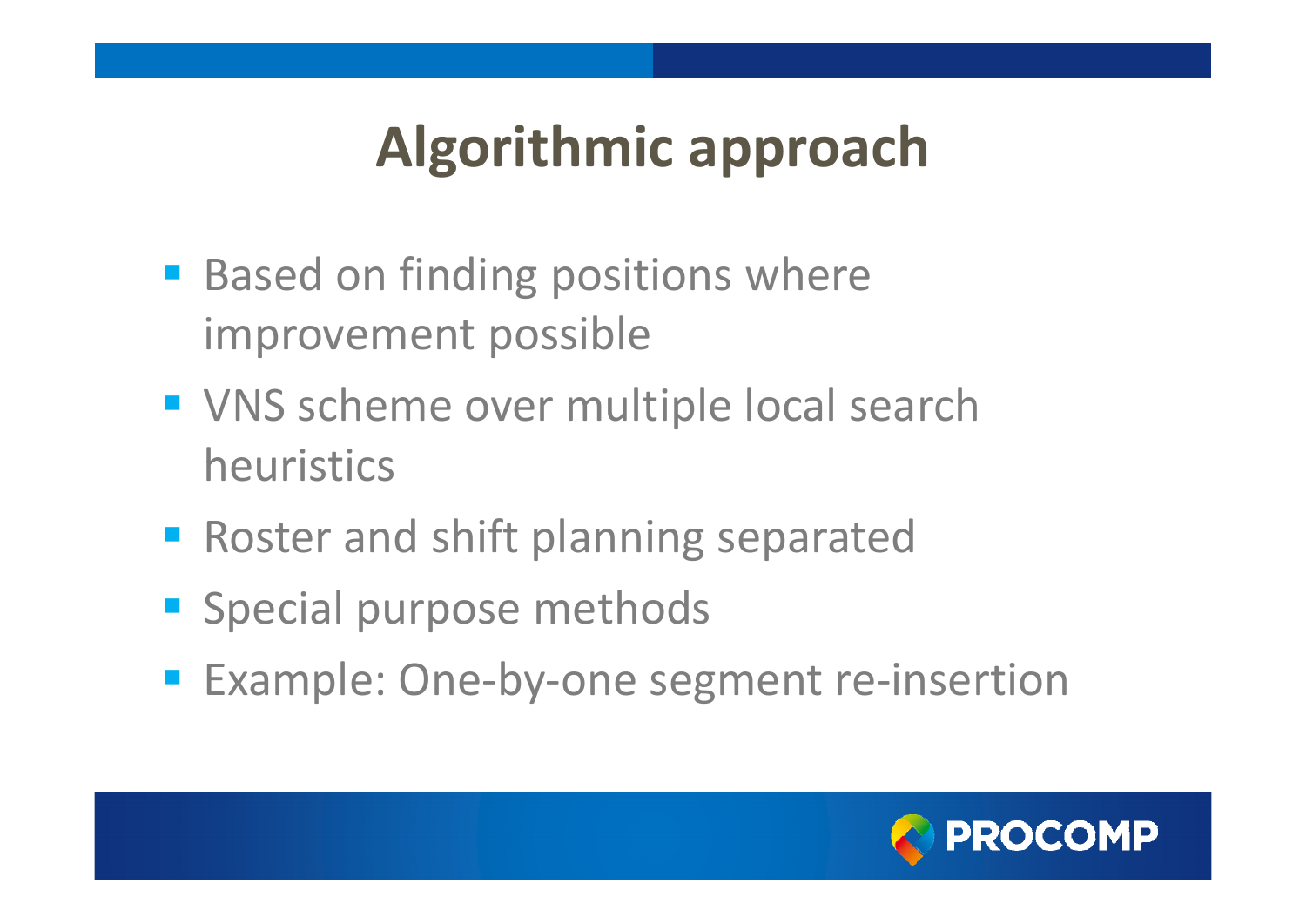# Algorithmic approach

- Based on finding positions where improvement possible
- VNS scheme over multiple local search heuristics
- Roster and shift planning separated
- Special purpose methods
- Example: One-by-one segment re-insertion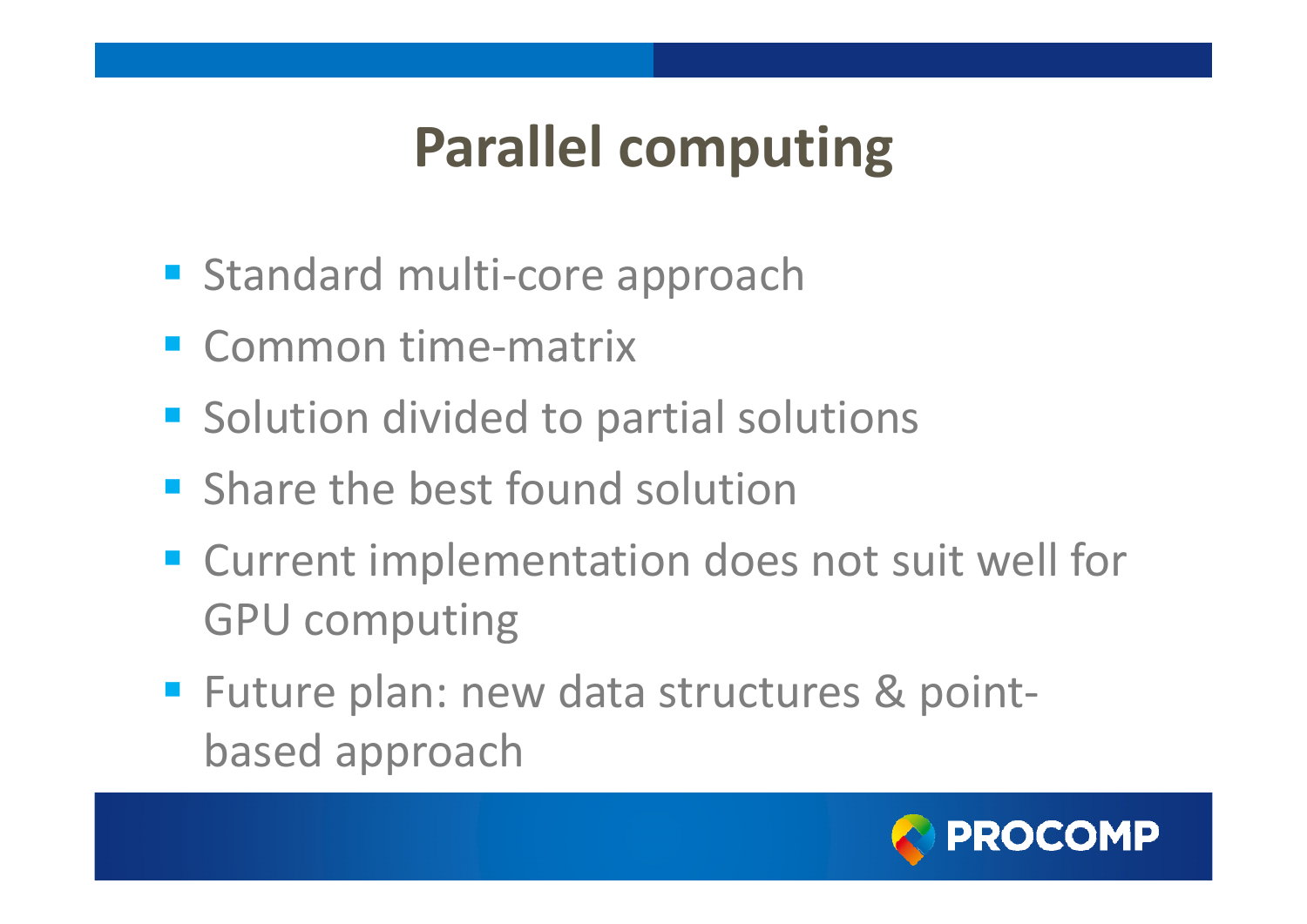# Parallel computing

- Standard multi-core approach
- Common time-matrix
- Solution divided to partial solutions
- Share the best found solution
- Current implementation does not suit well for GPU computing
- Future plan: new data structures & point-based approach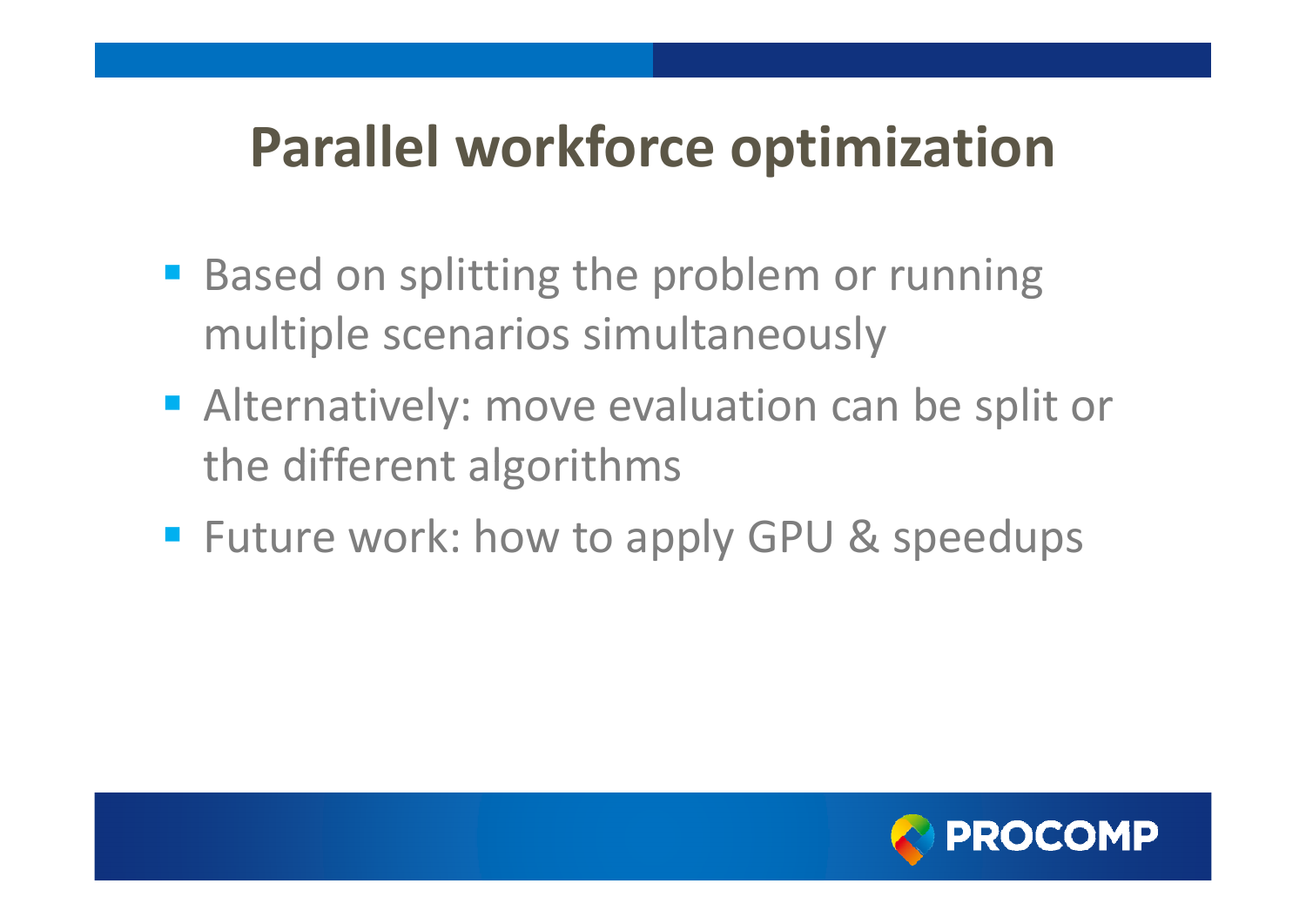# Parallel workforce optimization

- Based on splitting the problem or running multiple scenarios simultaneously
- Alternatively: move evaluation can be split or the different algorithms
- Future work: how to apply GPU & speedups